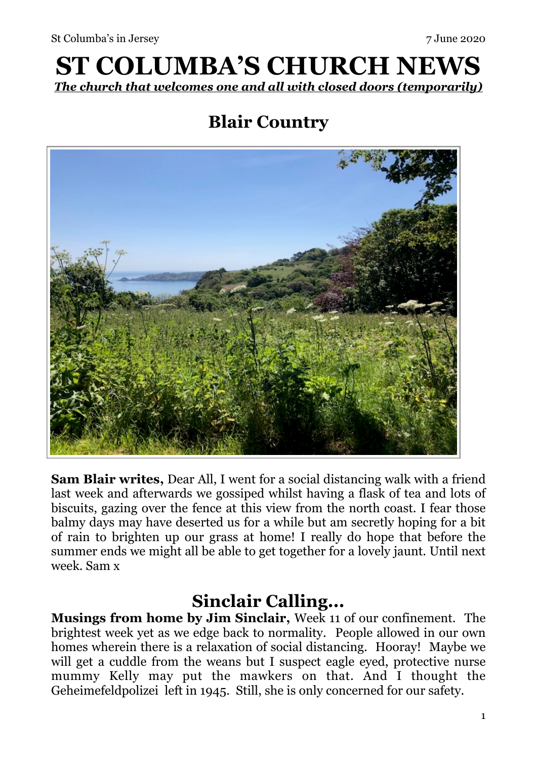# ST COLUMBA'S CHURCH NEWS

***The church that welcomes one and all with closed doors (temporarily)***

## Blair Country

**Sam Blair writes,** Dear All, I went for a social distancing walk with a friend last week and afterwards we gossiped whilst having a flask of tea and lots of biscuits, gazing over the fence at this view from the north coast. I fear those balmy days may have deserted us for a while but am secretly hoping for a bit of rain to brighten up our grass at home! I really do hope that before the summer ends we might all be able to get together for a lovely jaunt. Until next week. Sam x

## Sinclair Calling...

**Musings from home by Jim Sinclair,** Week 11 of our confinement. The brightest week yet as we edge back to normality. People allowed in our own homes wherein there is a relaxation of social distancing. Hooray! Maybe we will get a cuddle from the weans but I suspect eagle eyed, protective nurse mummy Kelly may put the mawkers on that. And I thought the Geheimefeldpolizei left in 1945. Still, she is only concerned for our safety.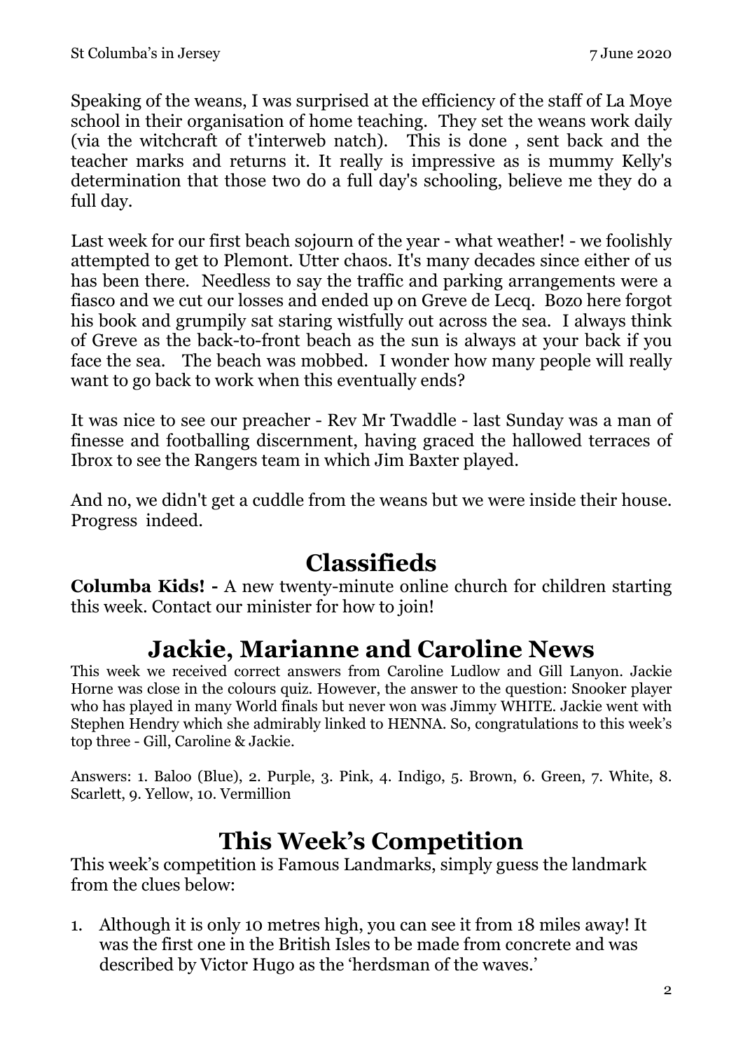Speaking of the weans, I was surprised at the efficiency of the staff of La Moye school in their organisation of home teaching. They set the weans work daily (via the witchcraft of t'interweb natch). This is done , sent back and the teacher marks and returns it. It really is impressive as is mummy Kelly's determination that those two do a full day's schooling, believe me they do a full day.

Last week for our first beach sojourn of the year - what weather! - we foolishly attempted to get to Plemont. Utter chaos. It's many decades since either of us has been there. Needless to say the traffic and parking arrangements were a fiasco and we cut our losses and ended up on Greve de Lecq. Bozo here forgot his book and grumpily sat staring wistfully out across the sea. I always think of Greve as the back-to-front beach as the sun is always at your back if you face the sea. The beach was mobbed. I wonder how many people will really want to go back to work when this eventually ends?

It was nice to see our preacher - Rev Mr Twaddle - last Sunday was a man of finesse and footballing discernment, having graced the hallowed terraces of Ibrox to see the Rangers team in which Jim Baxter played.

And no, we didn't get a cuddle from the weans but we were inside their house. Progress indeed.

## Classifieds

**Columba Kids! -** A new twenty-minute online church for children starting this week. Contact our minister for how to join!

## Jackie, Marianne and Caroline News

This week we received correct answers from Caroline Ludlow and Gill Lanyon. Jackie Horne was close in the colours quiz. However, the answer to the question: Snooker player who has played in many World finals but never won was Jimmy WHITE. Jackie went with Stephen Hendry which she admirably linked to HENNA. So, congratulations to this week's top three - Gill, Caroline & Jackie.

Answers: 1. Baloo (Blue), 2. Purple, 3. Pink, 4. Indigo, 5. Brown, 6. Green, 7. White, 8. Scarlett, 9. Yellow, 10. Vermillion

## This Week's Competition

This week's competition is Famous Landmarks, simply guess the landmark from the clues below:

1. Although it is only 10 metres high, you can see it from 18 miles away! It was the first one in the British Isles to be made from concrete and was described by Victor Hugo as the 'herdsman of the waves.'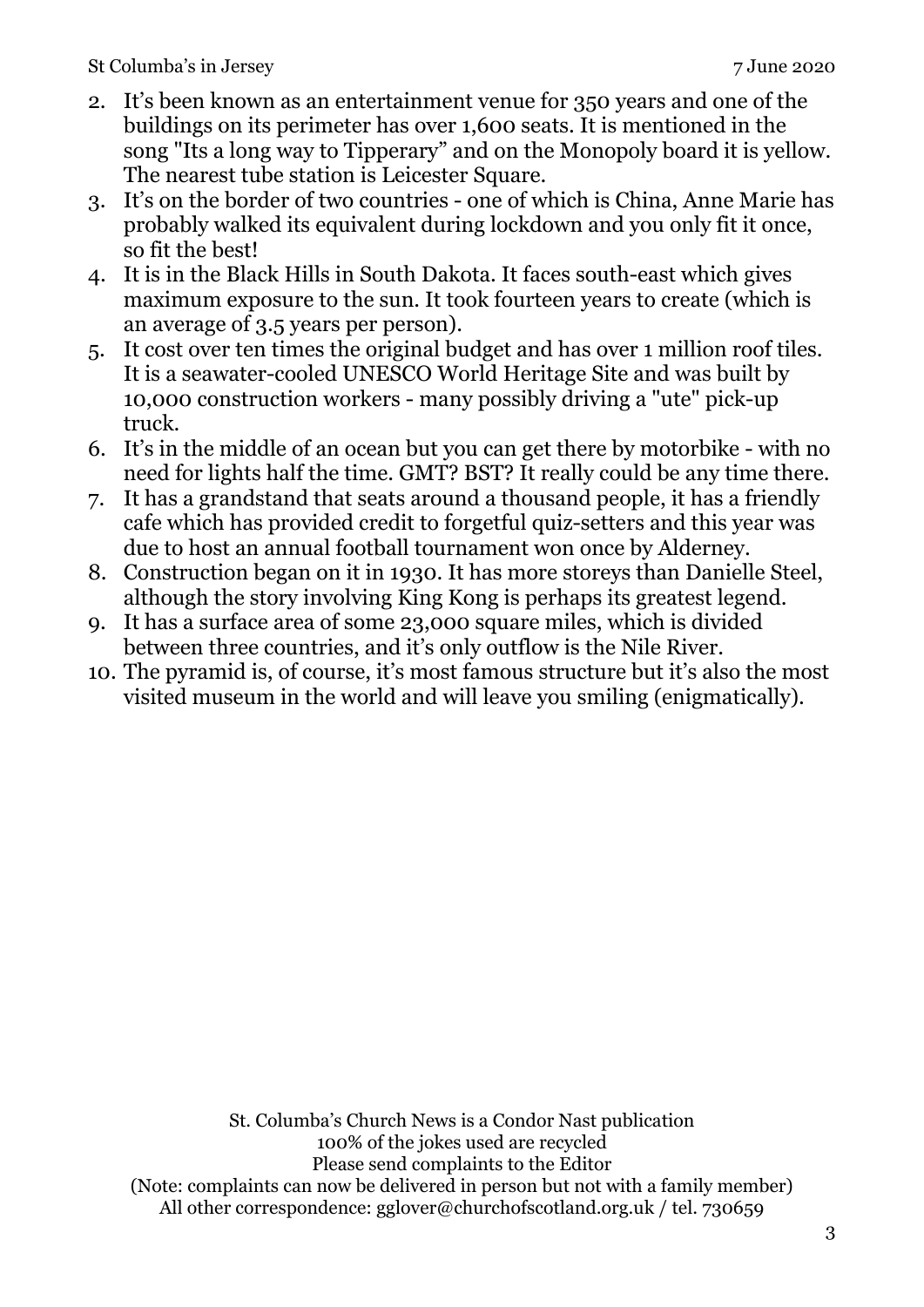2. It's been known as an entertainment venue for 350 years and one of the buildings on its perimeter has over 1,600 seats. It is mentioned in the song "Its a long way to Tipperary" and on the Monopoly board it is yellow. The nearest tube station is Leicester Square.
3. It's on the border of two countries - one of which is China, Anne Marie has probably walked its equivalent during lockdown and you only fit it once, so fit the best!
4. It is in the Black Hills in South Dakota. It faces south-east which gives maximum exposure to the sun. It took fourteen years to create (which is an average of 3.5 years per person).
5. It cost over ten times the original budget and has over 1 million roof tiles. It is a seawater-cooled UNESCO World Heritage Site and was built by 10,000 construction workers - many possibly driving a "ute" pick-up truck.
6. It's in the middle of an ocean but you can get there by motorbike - with no need for lights half the time. GMT? BST? It really could be any time there.
7. It has a grandstand that seats around a thousand people, it has a friendly cafe which has provided credit to forgetful quiz-setters and this year was due to host an annual football tournament won once by Alderney.
8. Construction began on it in 1930. It has more storeys than Danielle Steel, although the story involving King Kong is perhaps its greatest legend.
9. It has a surface area of some 23,000 square miles, which is divided between three countries, and it's only outflow is the Nile River.
10. The pyramid is, of course, it's most famous structure but it's also the most visited museum in the world and will leave you smiling (enigmatically).

St. Columba's Church News is a Condor Nast publication
100% of the jokes used are recycled
Please send complaints to the Editor
(Note: complaints can now be delivered in person but not with a family member)
All other correspondence: gglover@churchofscotland.org.uk / tel. 730659